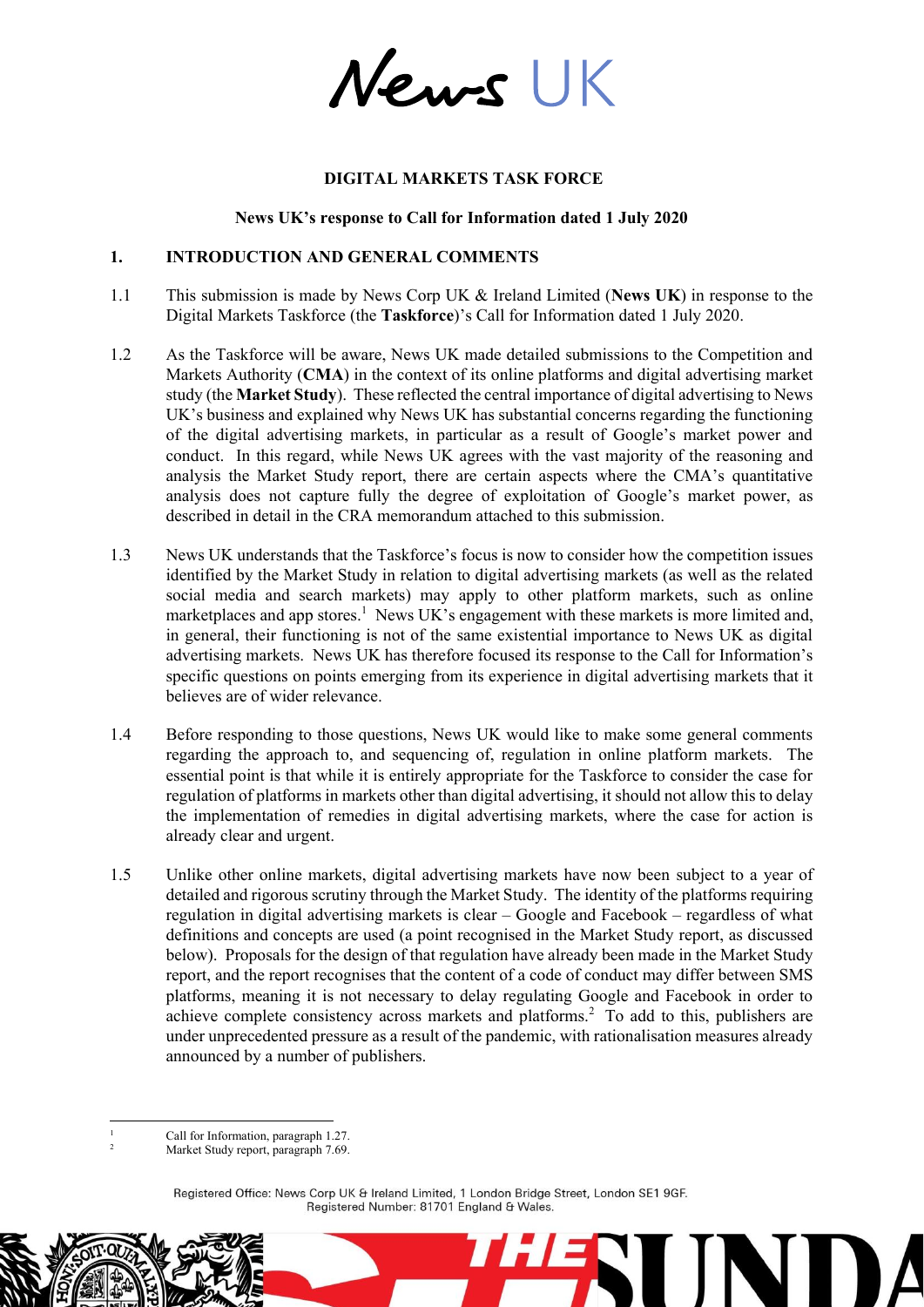News UK

**DIGITAL MARKETS TASK FORCE**

**News UK's response to Call for Information dated 1 July 2020**

## 1. INTRODUCTION AND GENERAL COMMENTS

1.1 This submission is made by News Corp UK & Ireland Limited (**News UK**) in response to the Digital Markets Taskforce (the **Taskforce**)'s Call for Information dated 1 July 2020.

1.2 As the Taskforce will be aware, News UK made detailed submissions to the Competition and Markets Authority (**CMA**) in the context of its online platforms and digital advertising market study (the **Market Study**). These reflected the central importance of digital advertising to News UK's business and explained why News UK has substantial concerns regarding the functioning of the digital advertising markets, in particular as a result of Google's market power and conduct. In this regard, while News UK agrees with the vast majority of the reasoning and analysis the Market Study report, there are certain aspects where the CMA's quantitative analysis does not capture fully the degree of exploitation of Google's market power, as described in detail in the CRA memorandum attached to this submission.

1.3 News UK understands that the Taskforce's focus is now to consider how the competition issues identified by the Market Study in relation to digital advertising markets (as well as the related social media and search markets) may apply to other platform markets, such as online marketplaces and app stores.[1] News UK's engagement with these markets is more limited and, in general, their functioning is not of the same existential importance to News UK as digital advertising markets. News UK has therefore focused its response to the Call for Information's specific questions on points emerging from its experience in digital advertising markets that it believes are of wider relevance.

1.4 Before responding to those questions, News UK would like to make some general comments regarding the approach to, and sequencing of, regulation in online platform markets. The essential point is that while it is entirely appropriate for the Taskforce to consider the case for regulation of platforms in markets other than digital advertising, it should not allow this to delay the implementation of remedies in digital advertising markets, where the case for action is already clear and urgent.

1.5 Unlike other online markets, digital advertising markets have now been subject to a year of detailed and rigorous scrutiny through the Market Study. The identity of the platforms requiring regulation in digital advertising markets is clear – Google and Facebook – regardless of what definitions and concepts are used (a point recognised in the Market Study report, as discussed below). Proposals for the design of that regulation have already been made in the Market Study report, and the report recognises that the content of a code of conduct may differ between SMS platforms, meaning it is not necessary to delay regulating Google and Facebook in order to achieve complete consistency across markets and platforms.[2] To add to this, publishers are under unprecedented pressure as a result of the pandemic, with rationalisation measures already announced by a number of publishers.

[1] Call for Information, paragraph 1.27.

[2] Market Study report, paragraph 7.69.

Registered Office: News Corp UK & Ireland Limited, 1 London Bridge Street, London SE1 9GF.
Registered Number: 81701 England & Wales.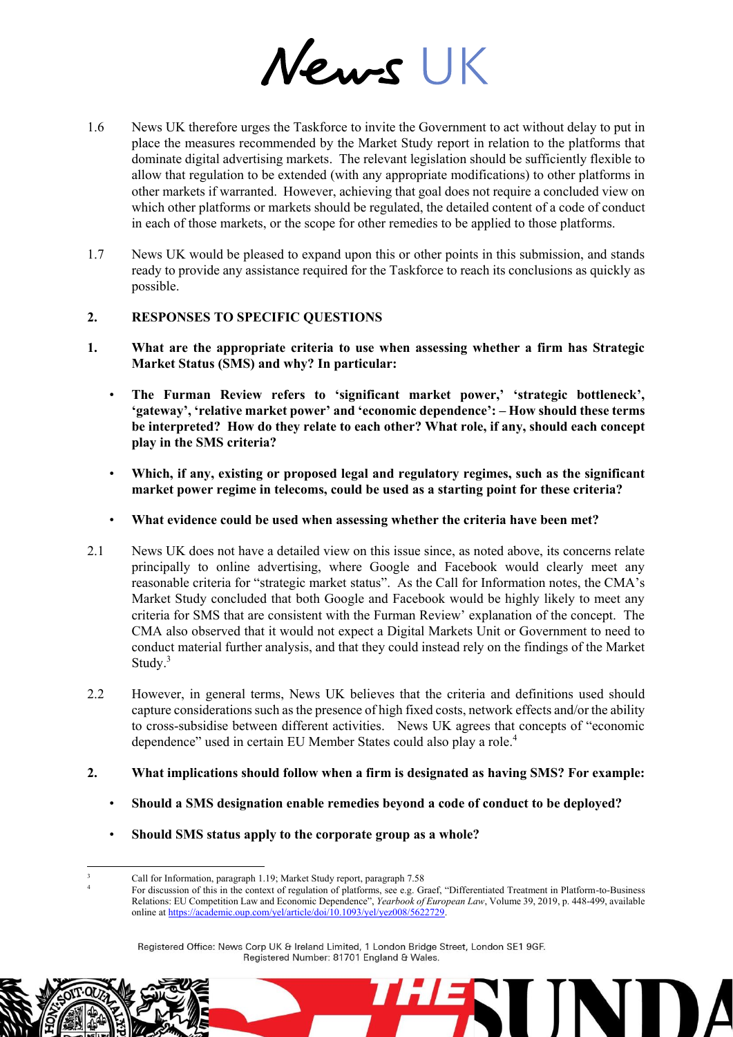1.6 News UK therefore urges the Taskforce to invite the Government to act without delay to put in place the measures recommended by the Market Study report in relation to the platforms that dominate digital advertising markets. The relevant legislation should be sufficiently flexible to allow that regulation to be extended (with any appropriate modifications) to other platforms in other markets if warranted. However, achieving that goal does not require a concluded view on which other platforms or markets should be regulated, the detailed content of a code of conduct in each of those markets, or the scope for other remedies to be applied to those platforms.

1.7 News UK would be pleased to expand upon this or other points in this submission, and stands ready to provide any assistance required for the Taskforce to reach its conclusions as quickly as possible.

## 2. RESPONSES TO SPECIFIC QUESTIONS

**1. What are the appropriate criteria to use when assessing whether a firm has Strategic Market Status (SMS) and why? In particular:**

- **The Furman Review refers to 'significant market power,' 'strategic bottleneck', 'gateway', 'relative market power' and 'economic dependence': – How should these terms be interpreted? How do they relate to each other? What role, if any, should each concept play in the SMS criteria?**
- **Which, if any, existing or proposed legal and regulatory regimes, such as the significant market power regime in telecoms, could be used as a starting point for these criteria?**
- **What evidence could be used when assessing whether the criteria have been met?**

2.1 News UK does not have a detailed view on this issue since, as noted above, its concerns relate principally to online advertising, where Google and Facebook would clearly meet any reasonable criteria for "strategic market status". As the Call for Information notes, the CMA's Market Study concluded that both Google and Facebook would be highly likely to meet any criteria for SMS that are consistent with the Furman Review' explanation of the concept. The CMA also observed that it would not expect a Digital Markets Unit or Government to need to conduct material further analysis, and that they could instead rely on the findings of the Market Study.[3]

2.2 However, in general terms, News UK believes that the criteria and definitions used should capture considerations such as the presence of high fixed costs, network effects and/or the ability to cross-subsidise between different activities. News UK agrees that concepts of "economic dependence" used in certain EU Member States could also play a role.[4]

**2. What implications should follow when a firm is designated as having SMS? For example:**

- **Should a SMS designation enable remedies beyond a code of conduct to be deployed?**
- **Should SMS status apply to the corporate group as a whole?**

---

[3] Call for Information, paragraph 1.19; Market Study report, paragraph 7.58

[4] For discussion of this in the context of regulation of platforms, see e.g. Graef, "Differentiated Treatment in Platform-to-Business Relations: EU Competition Law and Economic Dependence", *Yearbook of European Law*, Volume 39, 2019, p. 448-499, available online at https://academic.oup.com/yel/article/doi/10.1093/yel/yez008/5622729.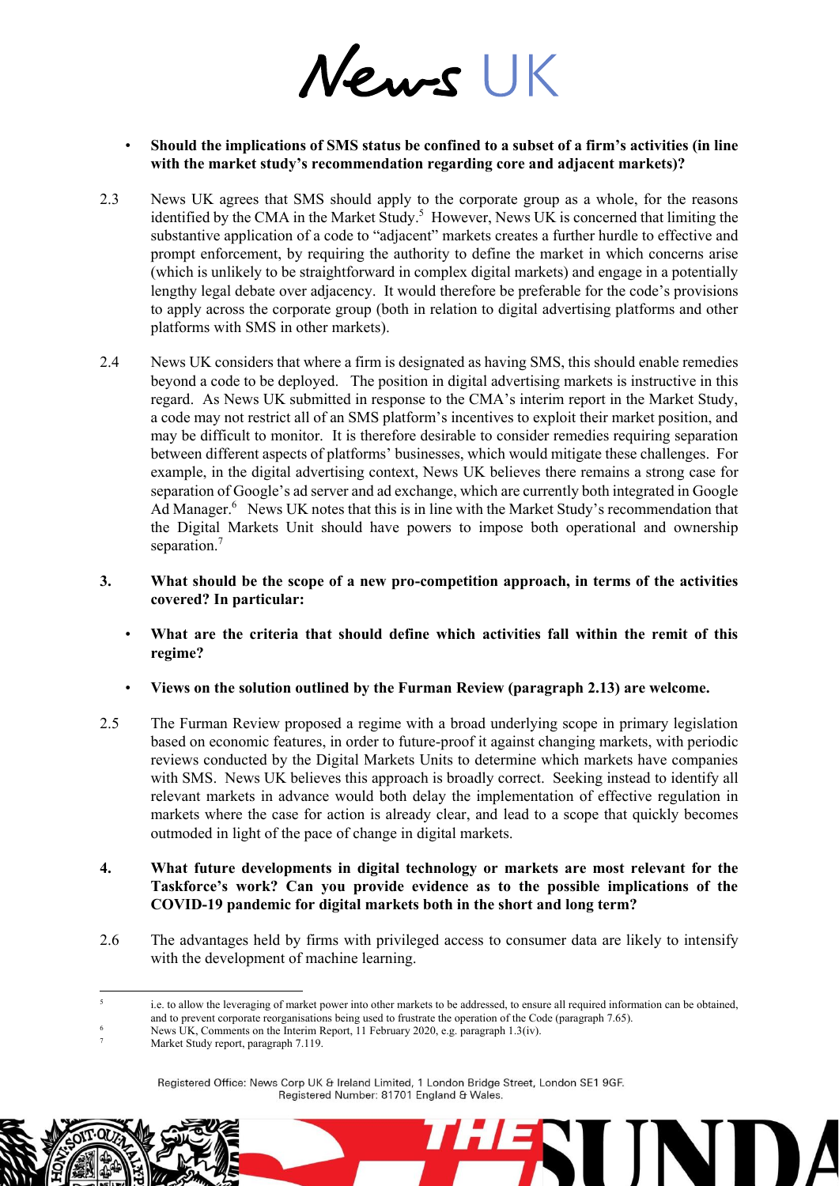- **Should the implications of SMS status be confined to a subset of a firm's activities (in line with the market study's recommendation regarding core and adjacent markets)?**

2.3 News UK agrees that SMS should apply to the corporate group as a whole, for the reasons identified by the CMA in the Market Study.[5] However, News UK is concerned that limiting the substantive application of a code to "adjacent" markets creates a further hurdle to effective and prompt enforcement, by requiring the authority to define the market in which concerns arise (which is unlikely to be straightforward in complex digital markets) and engage in a potentially lengthy legal debate over adjacency. It would therefore be preferable for the code's provisions to apply across the corporate group (both in relation to digital advertising platforms and other platforms with SMS in other markets).

2.4 News UK considers that where a firm is designated as having SMS, this should enable remedies beyond a code to be deployed. The position in digital advertising markets is instructive in this regard. As News UK submitted in response to the CMA's interim report in the Market Study, a code may not restrict all of an SMS platform's incentives to exploit their market position, and may be difficult to monitor. It is therefore desirable to consider remedies requiring separation between different aspects of platforms' businesses, which would mitigate these challenges. For example, in the digital advertising context, News UK believes there remains a strong case for separation of Google's ad server and ad exchange, which are currently both integrated in Google Ad Manager.[6] News UK notes that this is in line with the Market Study's recommendation that the Digital Markets Unit should have powers to impose both operational and ownership separation.[7]

**3. What should be the scope of a new pro-competition approach, in terms of the activities covered? In particular:**

- **What are the criteria that should define which activities fall within the remit of this regime?**
- **Views on the solution outlined by the Furman Review (paragraph 2.13) are welcome.**

2.5 The Furman Review proposed a regime with a broad underlying scope in primary legislation based on economic features, in order to future-proof it against changing markets, with periodic reviews conducted by the Digital Markets Units to determine which markets have companies with SMS. News UK believes this approach is broadly correct. Seeking instead to identify all relevant markets in advance would both delay the implementation of effective regulation in markets where the case for action is already clear, and lead to a scope that quickly becomes outmoded in light of the pace of change in digital markets.

**4. What future developments in digital technology or markets are most relevant for the Taskforce's work? Can you provide evidence as to the possible implications of the COVID-19 pandemic for digital markets both in the short and long term?**

2.6 The advantages held by firms with privileged access to consumer data are likely to intensify with the development of machine learning.

---

[5] i.e. to allow the leveraging of market power into other markets to be addressed, to ensure all required information can be obtained, and to prevent corporate reorganisations being used to frustrate the operation of the Code (paragraph 7.65).

[6] News UK, Comments on the Interim Report, 11 February 2020, e.g. paragraph 1.3(iv).

[7] Market Study report, paragraph 7.119.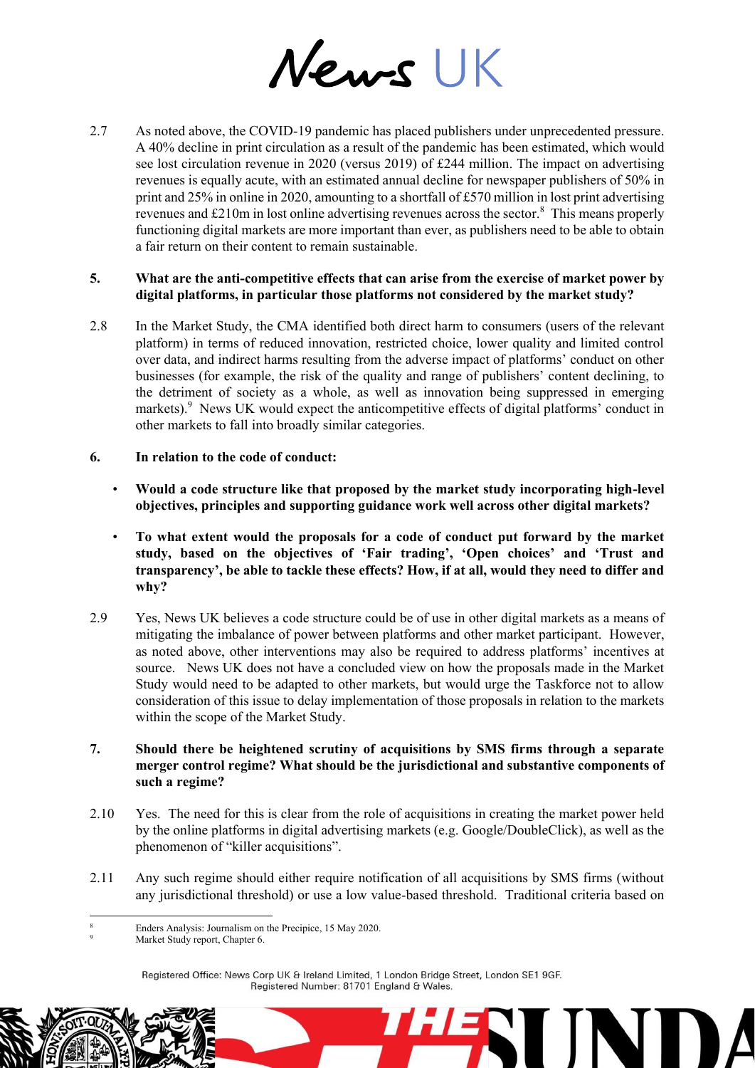2.7 As noted above, the COVID-19 pandemic has placed publishers under unprecedented pressure. A 40% decline in print circulation as a result of the pandemic has been estimated, which would see lost circulation revenue in 2020 (versus 2019) of £244 million. The impact on advertising revenues is equally acute, with an estimated annual decline for newspaper publishers of 50% in print and 25% in online in 2020, amounting to a shortfall of £570 million in lost print advertising revenues and £210m in lost online advertising revenues across the sector.[8] This means properly functioning digital markets are more important than ever, as publishers need to be able to obtain a fair return on their content to remain sustainable.

**5. What are the anti-competitive effects that can arise from the exercise of market power by digital platforms, in particular those platforms not considered by the market study?**

2.8 In the Market Study, the CMA identified both direct harm to consumers (users of the relevant platform) in terms of reduced innovation, restricted choice, lower quality and limited control over data, and indirect harms resulting from the adverse impact of platforms' conduct on other businesses (for example, the risk of the quality and range of publishers' content declining, to the detriment of society as a whole, as well as innovation being suppressed in emerging markets).[9] News UK would expect the anticompetitive effects of digital platforms' conduct in other markets to fall into broadly similar categories.

**6. In relation to the code of conduct:**

- **Would a code structure like that proposed by the market study incorporating high-level objectives, principles and supporting guidance work well across other digital markets?**
- **To what extent would the proposals for a code of conduct put forward by the market study, based on the objectives of 'Fair trading', 'Open choices' and 'Trust and transparency', be able to tackle these effects? How, if at all, would they need to differ and why?**

2.9 Yes, News UK believes a code structure could be of use in other digital markets as a means of mitigating the imbalance of power between platforms and other market participant. However, as noted above, other interventions may also be required to address platforms' incentives at source. News UK does not have a concluded view on how the proposals made in the Market Study would need to be adapted to other markets, but would urge the Taskforce not to allow consideration of this issue to delay implementation of those proposals in relation to the markets within the scope of the Market Study.

**7. Should there be heightened scrutiny of acquisitions by SMS firms through a separate merger control regime? What should be the jurisdictional and substantive components of such a regime?**

2.10 Yes. The need for this is clear from the role of acquisitions in creating the market power held by the online platforms in digital advertising markets (e.g. Google/DoubleClick), as well as the phenomenon of "killer acquisitions".

2.11 Any such regime should either require notification of all acquisitions by SMS firms (without any jurisdictional threshold) or use a low value-based threshold. Traditional criteria based on

---

[8] Enders Analysis: Journalism on the Precipice, 15 May 2020.

[9] Market Study report, Chapter 6.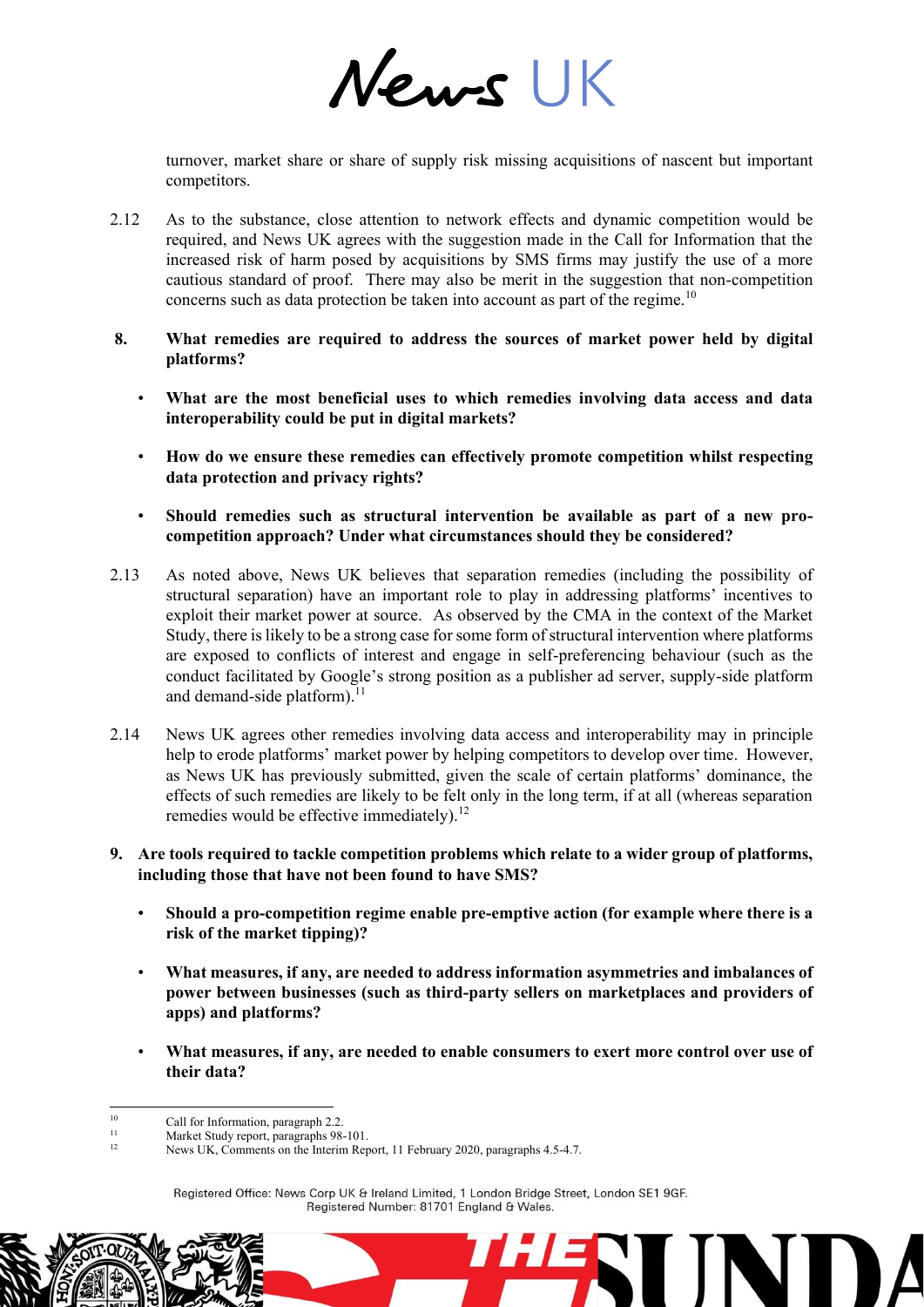turnover, market share or share of supply risk missing acquisitions of nascent but important competitors.

2.12 As to the substance, close attention to network effects and dynamic competition would be required, and News UK agrees with the suggestion made in the Call for Information that the increased risk of harm posed by acquisitions by SMS firms may justify the use of a more cautious standard of proof. There may also be merit in the suggestion that non-competition concerns such as data protection be taken into account as part of the regime.[10]

**8. What remedies are required to address the sources of market power held by digital platforms?**

- **What are the most beneficial uses to which remedies involving data access and data interoperability could be put in digital markets?**
- **How do we ensure these remedies can effectively promote competition whilst respecting data protection and privacy rights?**
- **Should remedies such as structural intervention be available as part of a new pro-competition approach? Under what circumstances should they be considered?**

2.13 As noted above, News UK believes that separation remedies (including the possibility of structural separation) have an important role to play in addressing platforms' incentives to exploit their market power at source. As observed by the CMA in the context of the Market Study, there is likely to be a strong case for some form of structural intervention where platforms are exposed to conflicts of interest and engage in self-preferencing behaviour (such as the conduct facilitated by Google's strong position as a publisher ad server, supply-side platform and demand-side platform).[11]

2.14 News UK agrees other remedies involving data access and interoperability may in principle help to erode platforms' market power by helping competitors to develop over time. However, as News UK has previously submitted, given the scale of certain platforms' dominance, the effects of such remedies are likely to be felt only in the long term, if at all (whereas separation remedies would be effective immediately).[12]

**9. Are tools required to tackle competition problems which relate to a wider group of platforms, including those that have not been found to have SMS?**

- **Should a pro-competition regime enable pre-emptive action (for example where there is a risk of the market tipping)?**
- **What measures, if any, are needed to address information asymmetries and imbalances of power between businesses (such as third-party sellers on marketplaces and providers of apps) and platforms?**
- **What measures, if any, are needed to enable consumers to exert more control over use of their data?**

---

[10] Call for Information, paragraph 2.2.

[11] Market Study report, paragraphs 98-101.

[12] News UK, Comments on the Interim Report, 11 February 2020, paragraphs 4.5-4.7.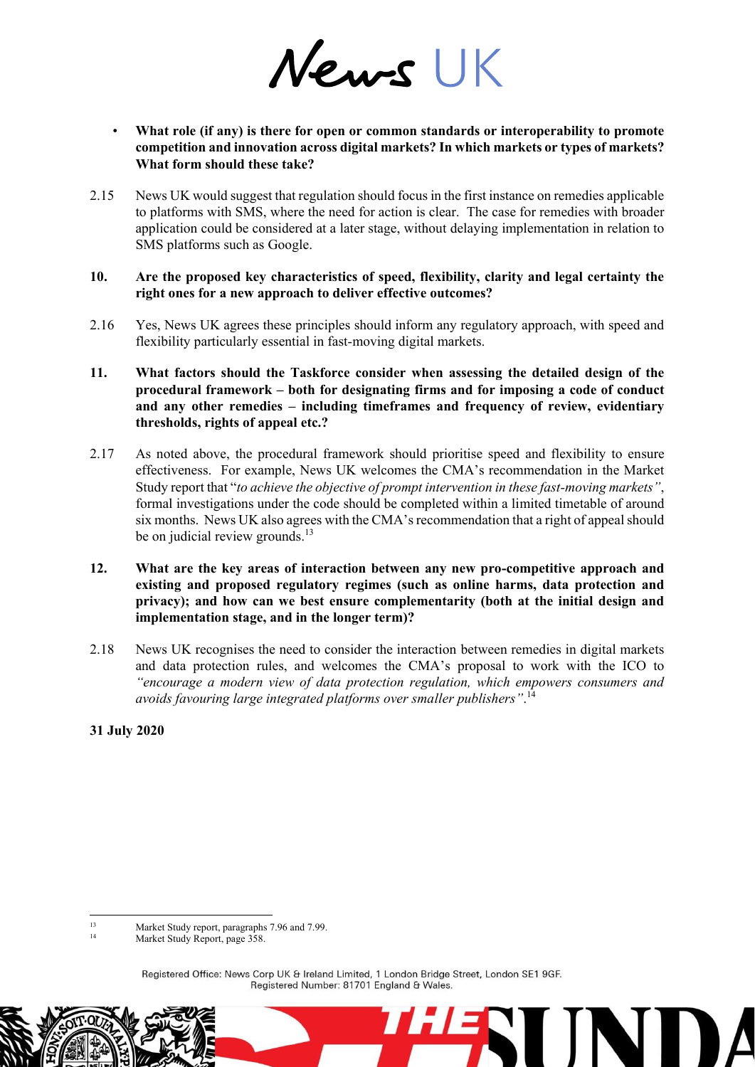- **What role (if any) is there for open or common standards or interoperability to promote competition and innovation across digital markets? In which markets or types of markets? What form should these take?**

2.15 News UK would suggest that regulation should focus in the first instance on remedies applicable to platforms with SMS, where the need for action is clear. The case for remedies with broader application could be considered at a later stage, without delaying implementation in relation to SMS platforms such as Google.

**10. Are the proposed key characteristics of speed, flexibility, clarity and legal certainty the right ones for a new approach to deliver effective outcomes?**

2.16 Yes, News UK agrees these principles should inform any regulatory approach, with speed and flexibility particularly essential in fast-moving digital markets.

**11. What factors should the Taskforce consider when assessing the detailed design of the procedural framework – both for designating firms and for imposing a code of conduct and any other remedies – including timeframes and frequency of review, evidentiary thresholds, rights of appeal etc.?**

2.17 As noted above, the procedural framework should prioritise speed and flexibility to ensure effectiveness. For example, News UK welcomes the CMA's recommendation in the Market Study report that "*to achieve the objective of prompt intervention in these fast-moving markets*", formal investigations under the code should be completed within a limited timetable of around six months. News UK also agrees with the CMA's recommendation that a right of appeal should be on judicial review grounds.[13]

**12. What are the key areas of interaction between any new pro-competitive approach and existing and proposed regulatory regimes (such as online harms, data protection and privacy); and how can we best ensure complementarity (both at the initial design and implementation stage, and in the longer term)?**

2.18 News UK recognises the need to consider the interaction between remedies in digital markets and data protection rules, and welcomes the CMA's proposal to work with the ICO to *"encourage a modern view of data protection regulation, which empowers consumers and avoids favouring large integrated platforms over smaller publishers"*.[14]

**31 July 2020**

---

[13] Market Study report, paragraphs 7.96 and 7.99.

[14] Market Study Report, page 358.